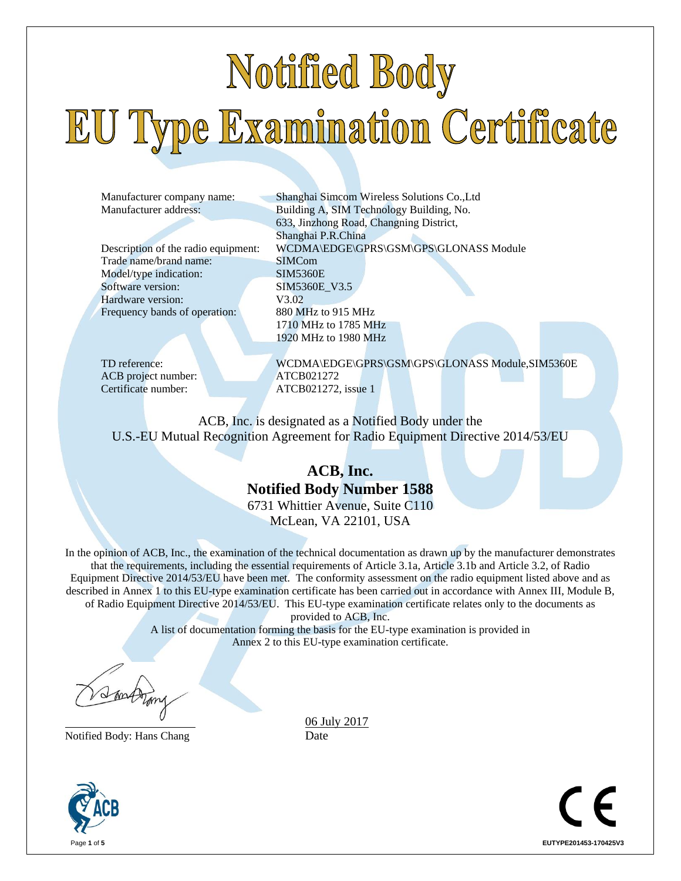# Notified Body

# EU Type Examination Certificate

| | |
|---|---|
| Manufacturer company name: | Shanghai Simcom Wireless Solutions Co.,Ltd |
| Manufacturer address: | Building A, SIM Technology Building, No. 633, Jinzhong Road, Changning District, Shanghai P.R.China |
| Description of the radio equipment: | WCDMA\EDGE\GPRS\GSM\GPS\GLONASS Module |
| Trade name/brand name: | SIMCom |
| Model/type indication: | SIM5360E |
| Software version: | SIM5360E_V3.5 |
| Hardware version: | V3.02 |
| Frequency bands of operation: | 880 MHz to 915 MHz<br>1710 MHz to 1785 MHz<br>1920 MHz to 1980 MHz |
| TD reference: | WCDMA\EDGE\GPRS\GSM\GPS\GLONASS Module,SIM5360E |
| ACB project number: | ATCB021272 |
| Certificate number: | ATCB021272, issue 1 |

ACB, Inc. is designated as a Notified Body under the U.S.-EU Mutual Recognition Agreement for Radio Equipment Directive 2014/53/EU

**ACB, Inc.**
**Notified Body Number 1588**
6731 Whittier Avenue, Suite C110
McLean, VA 22101, USA

In the opinion of ACB, Inc., the examination of the technical documentation as drawn up by the manufacturer demonstrates that the requirements, including the essential requirements of Article 3.1a, Article 3.1b and Article 3.2, of Radio Equipment Directive 2014/53/EU have been met. The conformity assessment on the radio equipment listed above and as described in Annex 1 to this EU-type examination certificate has been carried out in accordance with Annex III, Module B, of Radio Equipment Directive 2014/53/EU. This EU-type examination certificate relates only to the documents as provided to ACB, Inc.

A list of documentation forming the basis for the EU-type examination is provided in Annex 2 to this EU-type examination certificate.

Notified Body: Hans Chang

06 July 2017
Date

EUTYPE201453-170425V3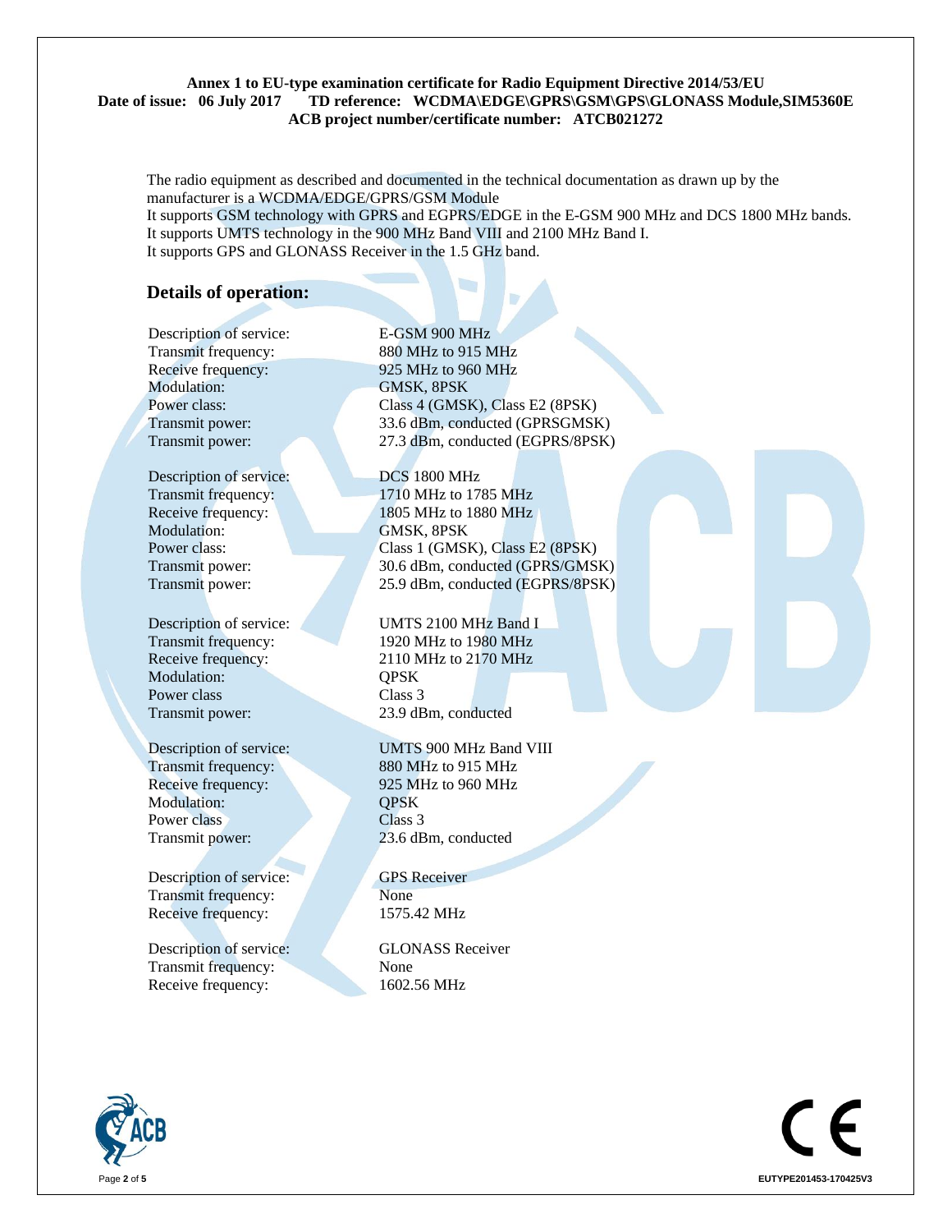**Annex 1 to EU-type examination certificate for Radio Equipment Directive 2014/53/EU**
**Date of issue: 06 July 2017 TD reference: WCDMA\EDGE\GPRS\GSM\GPS\GLONASS Module,SIM5360E**
**ACB project number/certificate number: ATCB021272**

The radio equipment as described and documented in the technical documentation as drawn up by the manufacturer is a WCDMA/EDGE/GPRS/GSM Module
It supports GSM technology with GPRS and EGPRS/EDGE in the E-GSM 900 MHz and DCS 1800 MHz bands.
It supports UMTS technology in the 900 MHz Band VIII and 2100 MHz Band I.
It supports GPS and GLONASS Receiver in the 1.5 GHz band.

## Details of operation:

Description of service: E-GSM 900 MHz
Transmit frequency: 880 MHz to 915 MHz
Receive frequency: 925 MHz to 960 MHz
Modulation: GMSK, 8PSK
Power class: Class 4 (GMSK), Class E2 (8PSK)
Transmit power: 33.6 dBm, conducted (GPRSGMSK)
Transmit power: 27.3 dBm, conducted (EGPRS/8PSK)

Description of service: DCS 1800 MHz
Transmit frequency: 1710 MHz to 1785 MHz
Receive frequency: 1805 MHz to 1880 MHz
Modulation: GMSK, 8PSK
Power class: Class 1 (GMSK), Class E2 (8PSK)
Transmit power: 30.6 dBm, conducted (GPRS/GMSK)
Transmit power: 25.9 dBm, conducted (EGPRS/8PSK)

Description of service: UMTS 2100 MHz Band I
Transmit frequency: 1920 MHz to 1980 MHz
Receive frequency: 2110 MHz to 2170 MHz
Modulation: QPSK
Power class Class 3
Transmit power: 23.9 dBm, conducted

Description of service: UMTS 900 MHz Band VIII
Transmit frequency: 880 MHz to 915 MHz
Receive frequency: 925 MHz to 960 MHz
Modulation: QPSK
Power class Class 3
Transmit power: 23.6 dBm, conducted

Description of service: GPS Receiver
Transmit frequency: None
Receive frequency: 1575.42 MHz

Description of service: GLONASS Receiver
Transmit frequency: None
Receive frequency: 1602.56 MHz

EUTYPE201453-170425V3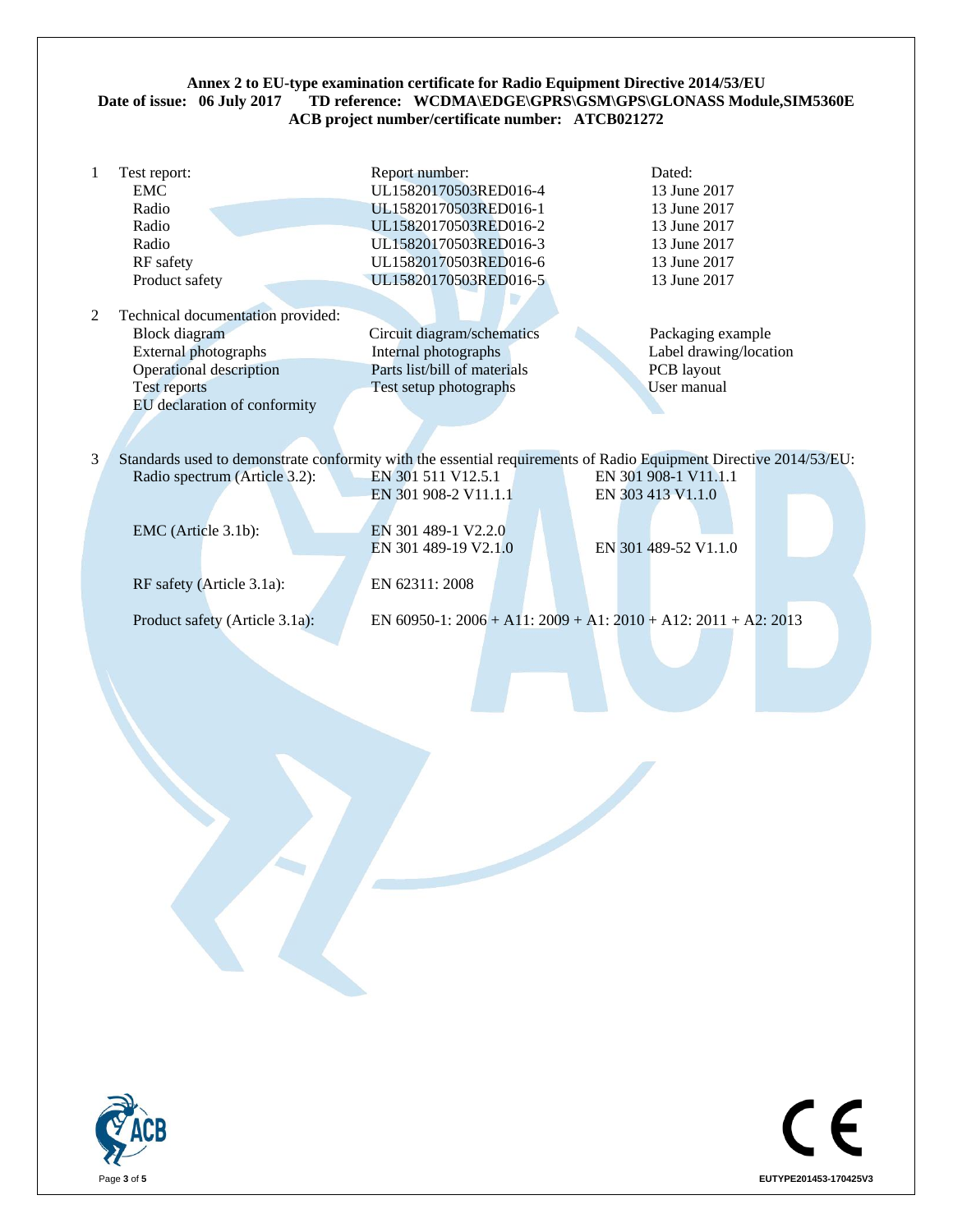**Annex 2 to EU-type examination certificate for Radio Equipment Directive 2014/53/EU**
**Date of issue: 06 July 2017 TD reference: WCDMA\EDGE\GPRS\GSM\GPS\GLONASS Module,SIM5360E**
**ACB project number/certificate number: ATCB021272**

1. Test report:

| Test report: | Report number: | Dated: |
|---|---|---|
| EMC | UL15820170503RED016-4 | 13 June 2017 |
| Radio | UL15820170503RED016-1 | 13 June 2017 |
| Radio | UL15820170503RED016-2 | 13 June 2017 |
| Radio | UL15820170503RED016-3 | 13 June 2017 |
| RF safety | UL15820170503RED016-6 | 13 June 2017 |
| Product safety | UL15820170503RED016-5 | 13 June 2017 |

2. Technical documentation provided:

| | | |
|---|---|---|
| Block diagram | Circuit diagram/schematics | Packaging example |
| External photographs | Internal photographs | Label drawing/location |
| Operational description | Parts list/bill of materials | PCB layout |
| Test reports | Test setup photographs | User manual |
| EU declaration of conformity | | |

3. Standards used to demonstrate conformity with the essential requirements of Radio Equipment Directive 2014/53/EU:

| | | |
|---|---|---|
| Radio spectrum (Article 3.2): | EN 301 511 V12.5.1 | EN 301 908-1 V11.1.1 |
| | EN 301 908-2 V11.1.1 | EN 303 413 V1.1.0 |
| EMC (Article 3.1b): | EN 301 489-1 V2.2.0 | |
| | EN 301 489-19 V2.1.0 | EN 301 489-52 V1.1.0 |
| RF safety (Article 3.1a): | EN 62311: 2008 | |
| Product safety (Article 3.1a): | EN 60950-1: 2006 + A11: 2009 + A1: 2010 + A12: 2011 + A2: 2013 | |

EUTYPE201453-170425V3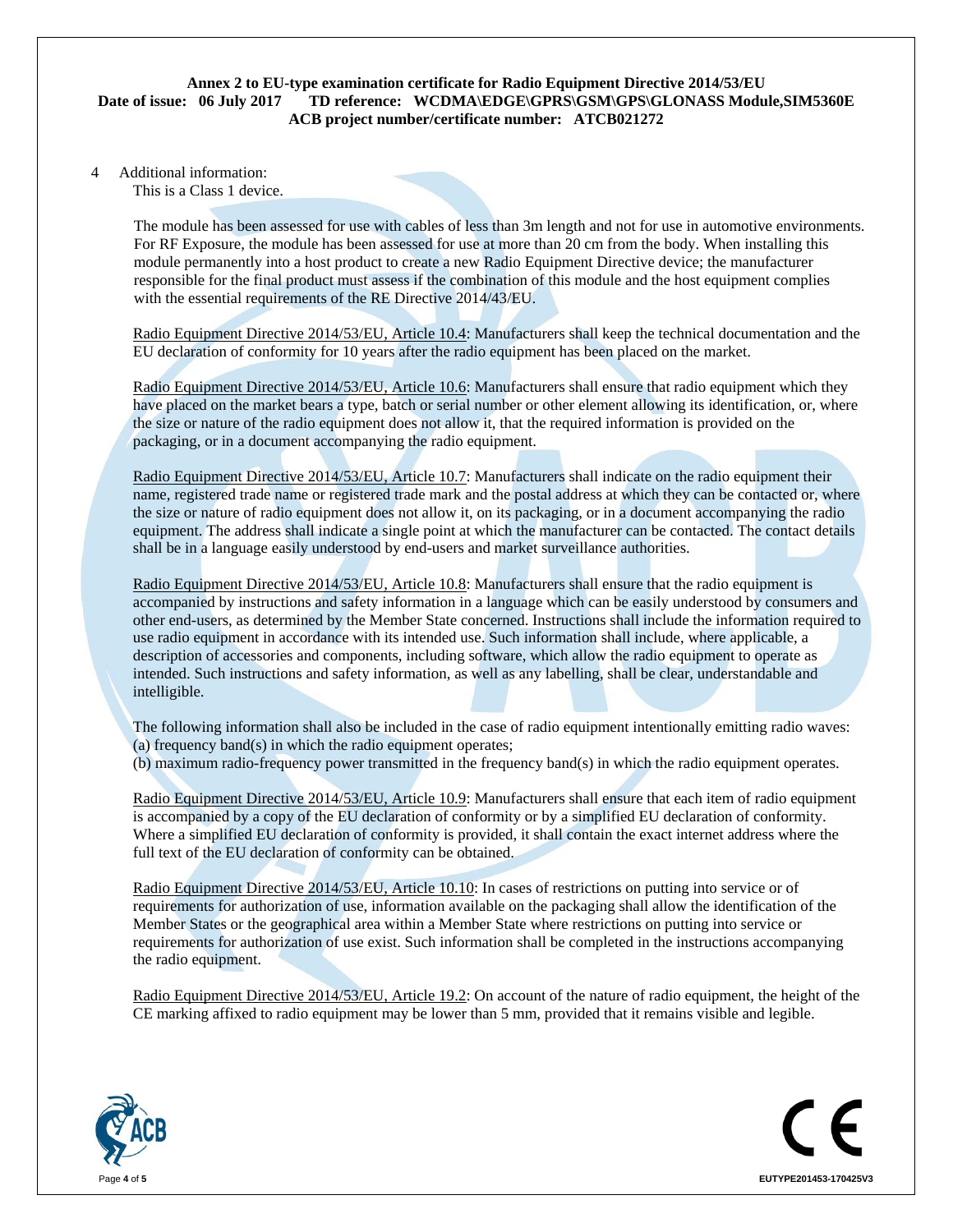4 Additional information:

This is a Class 1 device.

The module has been assessed for use with cables of less than 3m length and not for use in automotive environments. For RF Exposure, the module has been assessed for use at more than 20 cm from the body. When installing this module permanently into a host product to create a new Radio Equipment Directive device; the manufacturer responsible for the final product must assess if the combination of this module and the host equipment complies with the essential requirements of the RE Directive 2014/43/EU.

Radio Equipment Directive 2014/53/EU, Article 10.4: Manufacturers shall keep the technical documentation and the EU declaration of conformity for 10 years after the radio equipment has been placed on the market.

Radio Equipment Directive 2014/53/EU, Article 10.6: Manufacturers shall ensure that radio equipment which they have placed on the market bears a type, batch or serial number or other element allowing its identification, or, where the size or nature of the radio equipment does not allow it, that the required information is provided on the packaging, or in a document accompanying the radio equipment.

Radio Equipment Directive 2014/53/EU, Article 10.7: Manufacturers shall indicate on the radio equipment their name, registered trade name or registered trade mark and the postal address at which they can be contacted or, where the size or nature of radio equipment does not allow it, on its packaging, or in a document accompanying the radio equipment. The address shall indicate a single point at which the manufacturer can be contacted. The contact details shall be in a language easily understood by end-users and market surveillance authorities.

Radio Equipment Directive 2014/53/EU, Article 10.8: Manufacturers shall ensure that the radio equipment is accompanied by instructions and safety information in a language which can be easily understood by consumers and other end-users, as determined by the Member State concerned. Instructions shall include the information required to use radio equipment in accordance with its intended use. Such information shall include, where applicable, a description of accessories and components, including software, which allow the radio equipment to operate as intended. Such instructions and safety information, as well as any labelling, shall be clear, understandable and intelligible.

The following information shall also be included in the case of radio equipment intentionally emitting radio waves:
(a) frequency band(s) in which the radio equipment operates;
(b) maximum radio-frequency power transmitted in the frequency band(s) in which the radio equipment operates.

Radio Equipment Directive 2014/53/EU, Article 10.9: Manufacturers shall ensure that each item of radio equipment is accompanied by a copy of the EU declaration of conformity or by a simplified EU declaration of conformity. Where a simplified EU declaration of conformity is provided, it shall contain the exact internet address where the full text of the EU declaration of conformity can be obtained.

Radio Equipment Directive 2014/53/EU, Article 10.10: In cases of restrictions on putting into service or of requirements for authorization of use, information available on the packaging shall allow the identification of the Member States or the geographical area within a Member State where restrictions on putting into service or requirements for authorization of use exist. Such information shall be completed in the instructions accompanying the radio equipment.

Radio Equipment Directive 2014/53/EU, Article 19.2: On account of the nature of radio equipment, the height of the CE marking affixed to radio equipment may be lower than 5 mm, provided that it remains visible and legible.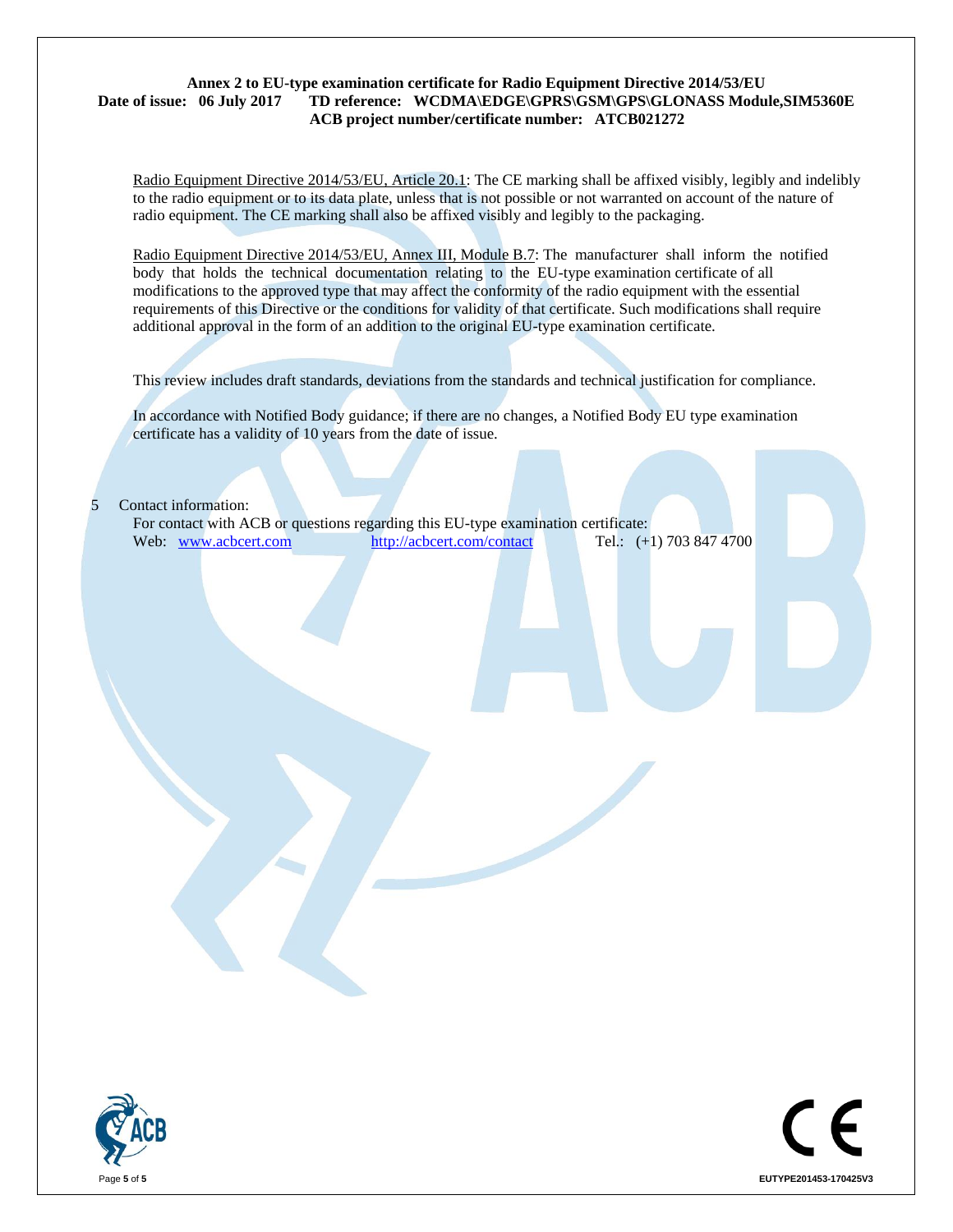Radio Equipment Directive 2014/53/EU, Article 20.1: The CE marking shall be affixed visibly, legibly and indelibly to the radio equipment or to its data plate, unless that is not possible or not warranted on account of the nature of radio equipment. The CE marking shall also be affixed visibly and legibly to the packaging.

Radio Equipment Directive 2014/53/EU, Annex III, Module B.7: The manufacturer shall inform the notified body that holds the technical documentation relating to the EU-type examination certificate of all modifications to the approved type that may affect the conformity of the radio equipment with the essential requirements of this Directive or the conditions for validity of that certificate. Such modifications shall require additional approval in the form of an addition to the original EU-type examination certificate.

This review includes draft standards, deviations from the standards and technical justification for compliance.

In accordance with Notified Body guidance; if there are no changes, a Notified Body EU type examination certificate has a validity of 10 years from the date of issue.

5 Contact information:

For contact with ACB or questions regarding this EU-type examination certificate:

Web: www.acbcert.com http://acbcert.com/contact Tel.: (+1) 703 847 4700

EUTYPE201453-170425V3